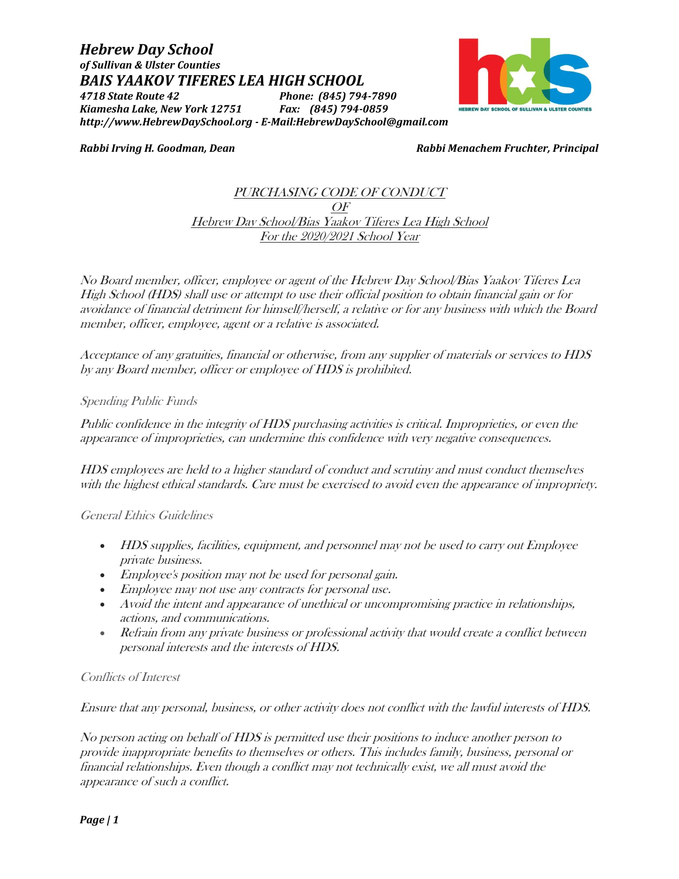***Hebrew Day School***
***of Sullivan & Ulster Counties***
***BAIS YAAKOV TIFERES LEA HIGH SCHOOL***
***4718 State Route 42*** ***Phone: (845) 794-7890***
***Kiamesha Lake, New York 12751*** ***Fax: (845) 794-0859***
***http://www.HebrewDaySchool.org - E-Mail:HebrewDaySchool@gmail.com***

***Rabbi Irving H. Goodman, Dean*** ***Rabbi Menachem Fruchter, Principal***

# PURCHASING CODE OF CONDUCT OF Hebrew Day School/Bias Yaakov Tiferes Lea High School For the 2020/2021 School Year

*No Board member, officer, employee or agent of the Hebrew Day School/Bias Yaakov Tiferes Lea High School (HDS) shall use or attempt to use their official position to obtain financial gain or for avoidance of financial detriment for himself/herself, a relative or for any business with which the Board member, officer, employee, agent or a relative is associated.*

*Acceptance of any gratuities, financial or otherwise, from any supplier of materials or services to HDS by any Board member, officer or employee of HDS is prohibited.*

## Spending Public Funds

*Public confidence in the integrity of HDS purchasing activities is critical. Improprieties, or even the appearance of improprieties, can undermine this confidence with very negative consequences.*

*HDS employees are held to a higher standard of conduct and scrutiny and must conduct themselves with the highest ethical standards. Care must be exercised to avoid even the appearance of impropriety.*

## General Ethics Guidelines

- *HDS supplies, facilities, equipment, and personnel may not be used to carry out Employee private business.*
- *Employee's position may not be used for personal gain.*
- *Employee may not use any contracts for personal use.*
- *Avoid the intent and appearance of unethical or uncompromising practice in relationships, actions, and communications.*
- *Refrain from any private business or professional activity that would create a conflict between personal interests and the interests of HDS.*

## Conflicts of Interest

*Ensure that any personal, business, or other activity does not conflict with the lawful interests of HDS.*

*No person acting on behalf of HDS is permitted use their positions to induce another person to provide inappropriate benefits to themselves or others. This includes family, business, personal or financial relationships. Even though a conflict may not technically exist, we all must avoid the appearance of such a conflict.*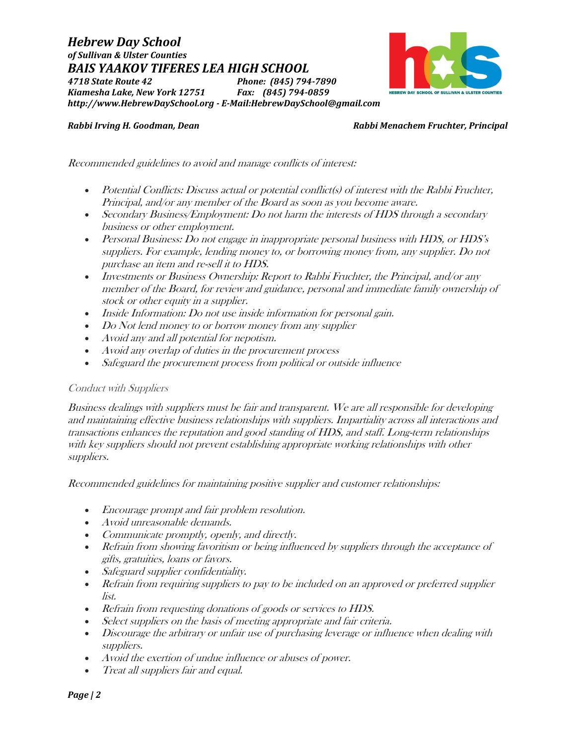*Recommended guidelines to avoid and manage conflicts of interest:*

- *Potential Conflicts: Discuss actual or potential conflict(s) of interest with the Rabbi Fruchter, Principal, and/or any member of the Board as soon as you become aware.*
- *Secondary Business/Employment: Do not harm the interests of HDS through a secondary business or other employment.*
- *Personal Business: Do not engage in inappropriate personal business with HDS, or HDS's suppliers. For example, lending money to, or borrowing money from, any supplier. Do not purchase an item and re-sell it to HDS.*
- *Investments or Business Ownership: Report to Rabbi Fruchter, the Principal, and/or any member of the Board, for review and guidance, personal and immediate family ownership of stock or other equity in a supplier.*
- *Inside Information: Do not use inside information for personal gain.*
- *Do Not lend money to or borrow money from any supplier*
- *Avoid any and all potential for nepotism.*
- *Avoid any overlap of duties in the procurement process*
- *Safeguard the procurement process from political or outside influence*

## *Conduct with Suppliers*

*Business dealings with suppliers must be fair and transparent. We are all responsible for developing and maintaining effective business relationships with suppliers. Impartiality across all interactions and transactions enhances the reputation and good standing of HDS, and staff. Long-term relationships with key suppliers should not prevent establishing appropriate working relationships with other suppliers.*

*Recommended guidelines for maintaining positive supplier and customer relationships:*

- *Encourage prompt and fair problem resolution.*
- *Avoid unreasonable demands.*
- *Communicate promptly, openly, and directly.*
- *Refrain from showing favoritism or being influenced by suppliers through the acceptance of gifts, gratuities, loans or favors.*
- *Safeguard supplier confidentiality.*
- *Refrain from requiring suppliers to pay to be included on an approved or preferred supplier list.*
- *Refrain from requesting donations of goods or services to HDS.*
- *Select suppliers on the basis of meeting appropriate and fair criteria.*
- *Discourage the arbitrary or unfair use of purchasing leverage or influence when dealing with suppliers.*
- *Avoid the exertion of undue influence or abuses of power.*
- *Treat all suppliers fair and equal.*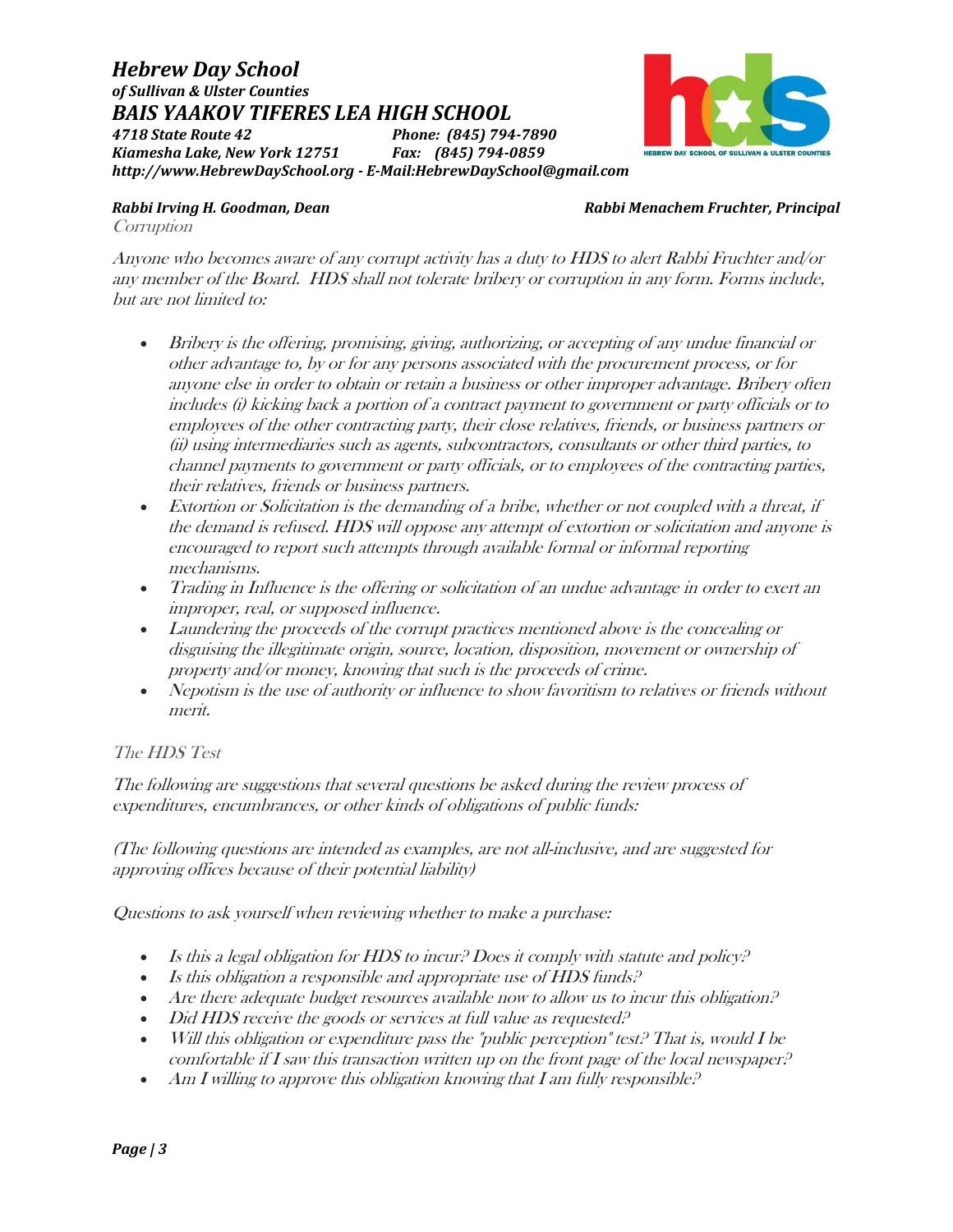## Corruption

*Anyone who becomes aware of any corrupt activity has a duty to HDS to alert Rabbi Fruchter and/or any member of the Board. HDS shall not tolerate bribery or corruption in any form. Forms include, but are not limited to:*

- *Bribery is the offering, promising, giving, authorizing, or accepting of any undue financial or other advantage to, by or for any persons associated with the procurement process, or for anyone else in order to obtain or retain a business or other improper advantage. Bribery often includes (i) kicking back a portion of a contract payment to government or party officials or to employees of the other contracting party, their close relatives, friends, or business partners or (ii) using intermediaries such as agents, subcontractors, consultants or other third parties, to channel payments to government or party officials, or to employees of the contracting parties, their relatives, friends or business partners.*
- *Extortion or Solicitation is the demanding of a bribe, whether or not coupled with a threat, if the demand is refused. HDS will oppose any attempt of extortion or solicitation and anyone is encouraged to report such attempts through available formal or informal reporting mechanisms.*
- *Trading in Influence is the offering or solicitation of an undue advantage in order to exert an improper, real, or supposed influence.*
- *Laundering the proceeds of the corrupt practices mentioned above is the concealing or disguising the illegitimate origin, source, location, disposition, movement or ownership of property and/or money, knowing that such is the proceeds of crime.*
- *Nepotism is the use of authority or influence to show favoritism to relatives or friends without merit.*

## The HDS Test

*The following are suggestions that several questions be asked during the review process of expenditures, encumbrances, or other kinds of obligations of public funds:*

*(The following questions are intended as examples, are not all-inclusive, and are suggested for approving offices because of their potential liability)*

*Questions to ask yourself when reviewing whether to make a purchase:*

- *Is this a legal obligation for HDS to incur? Does it comply with statute and policy?*
- *Is this obligation a responsible and appropriate use of HDS funds?*
- *Are there adequate budget resources available now to allow us to incur this obligation?*
- *Did HDS receive the goods or services at full value as requested?*
- *Will this obligation or expenditure pass the "public perception" test? That is, would I be comfortable if I saw this transaction written up on the front page of the local newspaper?*
- *Am I willing to approve this obligation knowing that I am fully responsible?*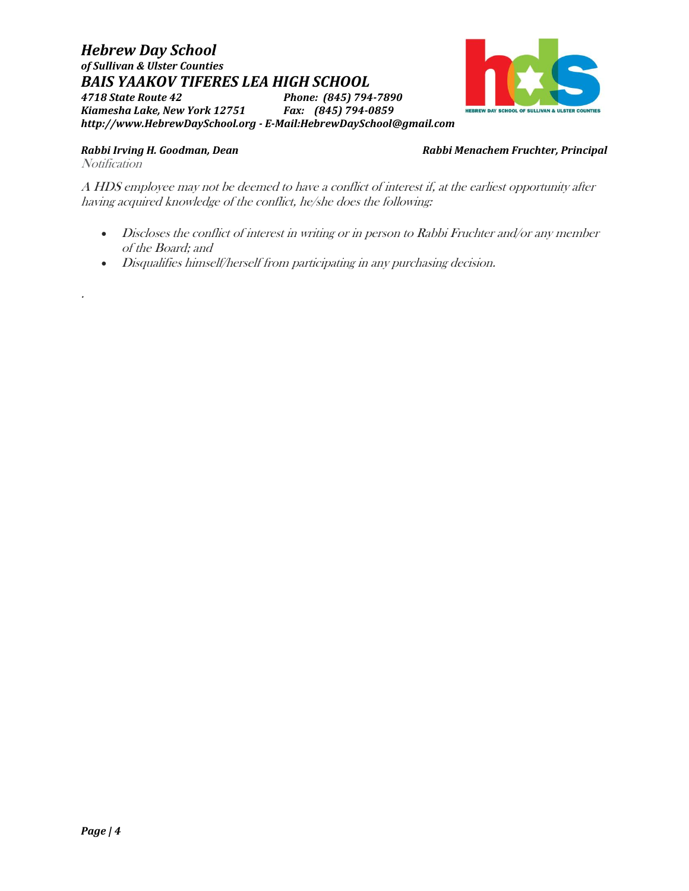***Hebrew Day School***
***of Sullivan & Ulster Counties***
***BAIS YAAKOV TIFERES LEA HIGH SCHOOL***
***4718 State Route 42*** ***Phone: (845) 794-7890***
***Kiamesha Lake, New York 12751*** ***Fax: (845) 794-0859***
***http://www.HebrewDaySchool.org - E-Mail:HebrewDaySchool@gmail.com***

***Rabbi Irving H. Goodman, Dean*** ***Rabbi Menachem Fruchter, Principal***

*Notification*

*A HDS employee may not be deemed to have a conflict of interest if, at the earliest opportunity after having acquired knowledge of the conflict, he/she does the following:*

- *Discloses the conflict of interest in writing or in person to Rabbi Fruchter and/or any member of the Board; and*
- *Disqualifies himself/herself from participating in any purchasing decision.*

.